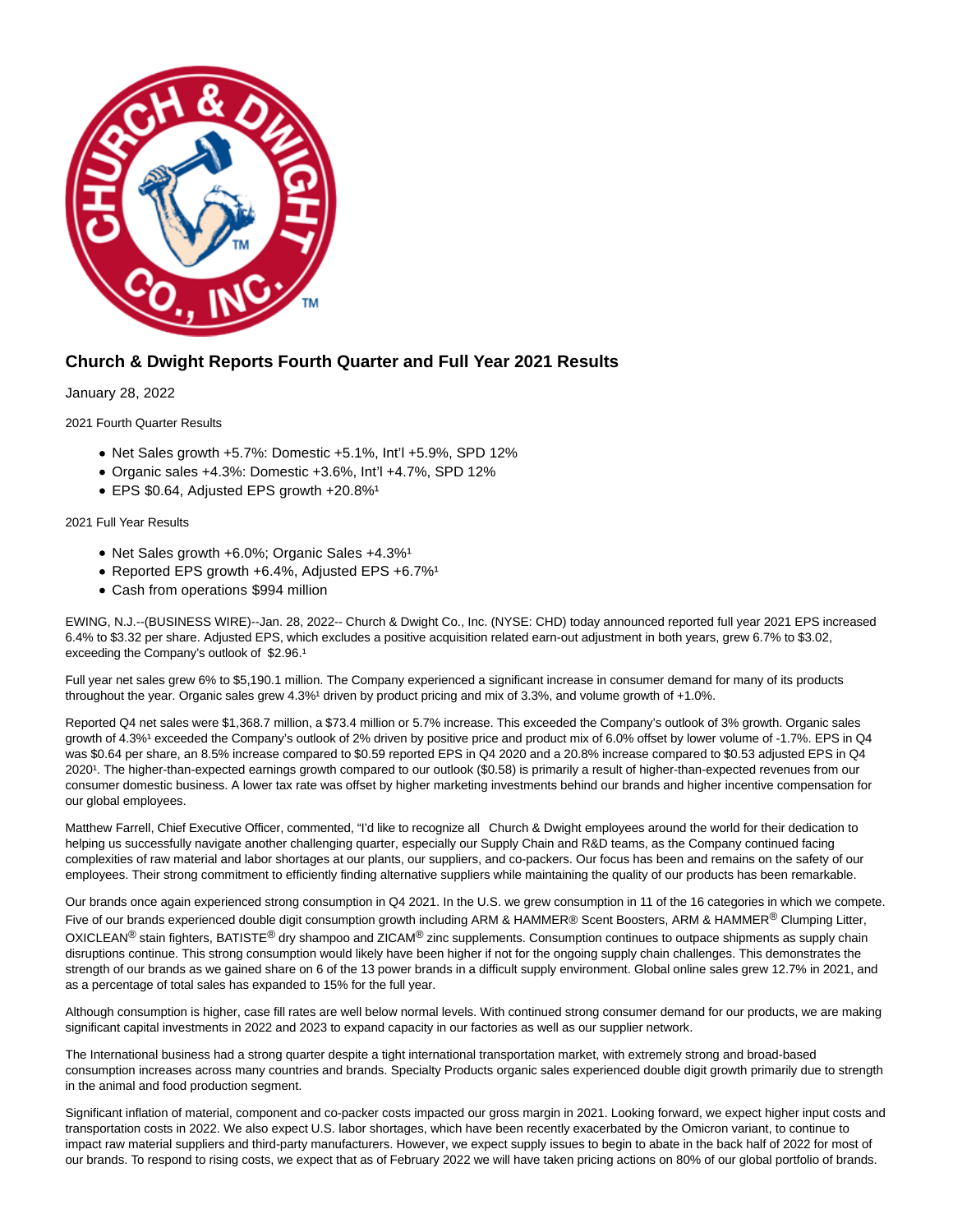# Church & Dwight Reports Fourth Quarter and Full Year 2021 Results

January 28, 2022

2021 Fourth Quarter Results

- Net Sales growth +5.7%: Domestic +5.1%, Int'l +5.9%, SPD 12%
- Organic sales +4.3%: Domestic +3.6%, Int'l +4.7%, SPD 12%
- EPS $0.64, Adjusted EPS growth +20.8%[1]

2021 Full Year Results

- Net Sales growth +6.0%; Organic Sales +4.3%[1]
- Reported EPS growth +6.4%, Adjusted EPS +6.7%[1]
- Cash from operations $994 million

EWING, N.J.--(BUSINESS WIRE)--Jan. 28, 2022-- Church & Dwight Co., Inc. (NYSE: CHD) today announced reported full year 2021 EPS increased 6.4% to $3.32 per share. Adjusted EPS, which excludes a positive acquisition related earn-out adjustment in both years, grew 6.7% to $3.02, exceeding the Company's outlook of $2.96.[1]

Full year net sales grew 6% to $5,190.1 million. The Company experienced a significant increase in consumer demand for many of its products throughout the year. Organic sales grew 4.3%[1] driven by product pricing and mix of 3.3%, and volume growth of +1.0%.

Reported Q4 net sales were $1,368.7 million, a $73.4 million or 5.7% increase. This exceeded the Company's outlook of 3% growth. Organic sales growth of 4.3%[1] exceeded the Company's outlook of 2% driven by positive price and product mix of 6.0% offset by lower volume of -1.7%. EPS in Q4 was $0.64 per share, an 8.5% increase compared to $0.59 reported EPS in Q4 2020 and a 20.8% increase compared to $0.53 adjusted EPS in Q4 2020[1]. The higher-than-expected earnings growth compared to our outlook ($0.58) is primarily a result of higher-than-expected revenues from our consumer domestic business. A lower tax rate was offset by higher marketing investments behind our brands and higher incentive compensation for our global employees.

Matthew Farrell, Chief Executive Officer, commented, "I'd like to recognize all Church & Dwight employees around the world for their dedication to helping us successfully navigate another challenging quarter, especially our Supply Chain and R&D teams, as the Company continued facing complexities of raw material and labor shortages at our plants, our suppliers, and co-packers. Our focus has been and remains on the safety of our employees. Their strong commitment to efficiently finding alternative suppliers while maintaining the quality of our products has been remarkable.

Our brands once again experienced strong consumption in Q4 2021. In the U.S. we grew consumption in 11 of the 16 categories in which we compete. Five of our brands experienced double digit consumption growth including ARM & HAMMER® Scent Boosters, ARM & HAMMER® Clumping Litter, OXICLEAN® stain fighters, BATISTE® dry shampoo and ZICAM® zinc supplements. Consumption continues to outpace shipments as supply chain disruptions continue. This strong consumption would likely have been higher if not for the ongoing supply chain challenges. This demonstrates the strength of our brands as we gained share on 6 of the 13 power brands in a difficult supply environment. Global online sales grew 12.7% in 2021, and as a percentage of total sales has expanded to 15% for the full year.

Although consumption is higher, case fill rates are well below normal levels. With continued strong consumer demand for our products, we are making significant capital investments in 2022 and 2023 to expand capacity in our factories as well as our supplier network.

The International business had a strong quarter despite a tight international transportation market, with extremely strong and broad-based consumption increases across many countries and brands. Specialty Products organic sales experienced double digit growth primarily due to strength in the animal and food production segment.

Significant inflation of material, component and co-packer costs impacted our gross margin in 2021. Looking forward, we expect higher input costs and transportation costs in 2022. We also expect U.S. labor shortages, which have been recently exacerbated by the Omicron variant, to continue to impact raw material suppliers and third-party manufacturers. However, we expect supply issues to begin to abate in the back half of 2022 for most of our brands. To respond to rising costs, we expect that as of February 2022 we will have taken pricing actions on 80% of our global portfolio of brands.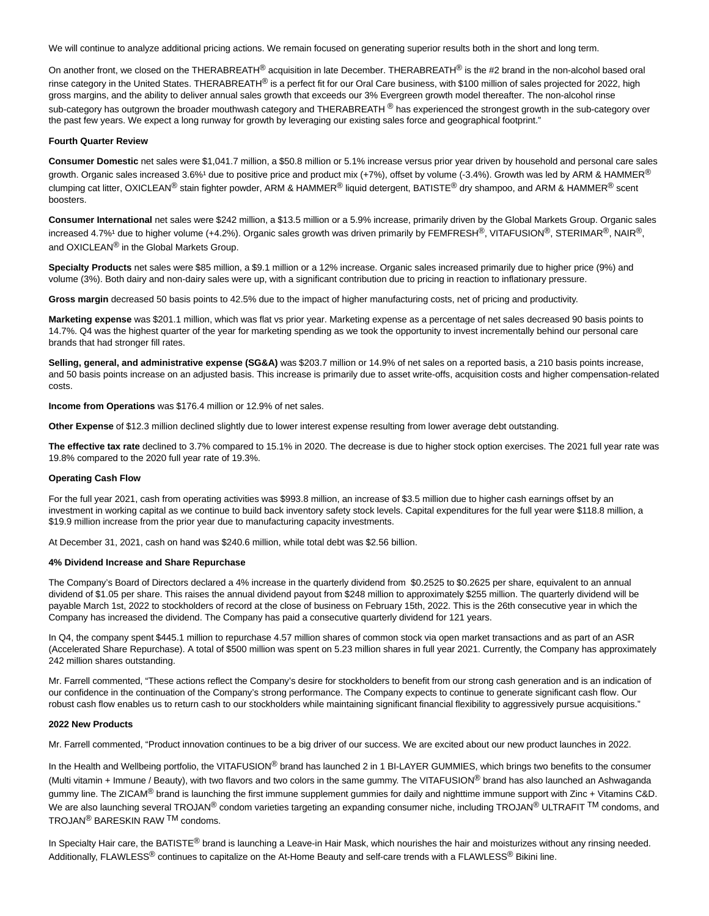We will continue to analyze additional pricing actions. We remain focused on generating superior results both in the short and long term.

On another front, we closed on the THERABREATH® acquisition in late December. THERABREATH® is the #2 brand in the non-alcohol based oral rinse category in the United States. THERABREATH® is a perfect fit for our Oral Care business, with $100 million of sales projected for 2022, high gross margins, and the ability to deliver annual sales growth that exceeds our 3% Evergreen growth model thereafter. The non-alcohol rinse sub-category has outgrown the broader mouthwash category and THERABREATH ® has experienced the strongest growth in the sub-category over the past few years. We expect a long runway for growth by leveraging our existing sales force and geographical footprint."

**Fourth Quarter Review**

**Consumer Domestic** net sales were $1,041.7 million, a $50.8 million or 5.1% increase versus prior year driven by household and personal care sales growth. Organic sales increased 3.6%¹ due to positive price and product mix (+7%), offset by volume (-3.4%). Growth was led by ARM & HAMMER® clumping cat litter, OXICLEAN® stain fighter powder, ARM & HAMMER® liquid detergent, BATISTE® dry shampoo, and ARM & HAMMER® scent boosters.

**Consumer International** net sales were $242 million, a $13.5 million or a 5.9% increase, primarily driven by the Global Markets Group. Organic sales increased 4.7%¹ due to higher volume (+4.2%). Organic sales growth was driven primarily by FEMFRESH®, VITAFUSION®, STERIMAR®, NAIR®, and OXICLEAN® in the Global Markets Group.

**Specialty Products** net sales were $85 million, a $9.1 million or a 12% increase. Organic sales increased primarily due to higher price (9%) and volume (3%). Both dairy and non-dairy sales were up, with a significant contribution due to pricing in reaction to inflationary pressure.

**Gross margin** decreased 50 basis points to 42.5% due to the impact of higher manufacturing costs, net of pricing and productivity.

**Marketing expense** was $201.1 million, which was flat vs prior year. Marketing expense as a percentage of net sales decreased 90 basis points to 14.7%. Q4 was the highest quarter of the year for marketing spending as we took the opportunity to invest incrementally behind our personal care brands that had stronger fill rates.

**Selling, general, and administrative expense (SG&A)** was $203.7 million or 14.9% of net sales on a reported basis, a 210 basis points increase, and 50 basis points increase on an adjusted basis. This increase is primarily due to asset write-offs, acquisition costs and higher compensation-related costs.

**Income from Operations** was $176.4 million or 12.9% of net sales.

**Other Expense** of $12.3 million declined slightly due to lower interest expense resulting from lower average debt outstanding.

**The effective tax rate** declined to 3.7% compared to 15.1% in 2020. The decrease is due to higher stock option exercises. The 2021 full year rate was 19.8% compared to the 2020 full year rate of 19.3%.

**Operating Cash Flow**

For the full year 2021, cash from operating activities was $993.8 million, an increase of $3.5 million due to higher cash earnings offset by an investment in working capital as we continue to build back inventory safety stock levels. Capital expenditures for the full year were $118.8 million, a $19.9 million increase from the prior year due to manufacturing capacity investments.

At December 31, 2021, cash on hand was $240.6 million, while total debt was $2.56 billion.

**4% Dividend Increase and Share Repurchase**

The Company's Board of Directors declared a 4% increase in the quarterly dividend from $0.2525 to $0.2625 per share, equivalent to an annual dividend of $1.05 per share. This raises the annual dividend payout from $248 million to approximately $255 million. The quarterly dividend will be payable March 1st, 2022 to stockholders of record at the close of business on February 15th, 2022. This is the 26th consecutive year in which the Company has increased the dividend. The Company has paid a consecutive quarterly dividend for 121 years.

In Q4, the company spent $445.1 million to repurchase 4.57 million shares of common stock via open market transactions and as part of an ASR (Accelerated Share Repurchase). A total of $500 million was spent on 5.23 million shares in full year 2021. Currently, the Company has approximately 242 million shares outstanding.

Mr. Farrell commented, "These actions reflect the Company's desire for stockholders to benefit from our strong cash generation and is an indication of our confidence in the continuation of the Company's strong performance. The Company expects to continue to generate significant cash flow. Our robust cash flow enables us to return cash to our stockholders while maintaining significant financial flexibility to aggressively pursue acquisitions."

**2022 New Products**

Mr. Farrell commented, "Product innovation continues to be a big driver of our success. We are excited about our new product launches in 2022.

In the Health and Wellbeing portfolio, the VITAFUSION® brand has launched 2 in 1 BI-LAYER GUMMIES, which brings two benefits to the consumer (Multi vitamin + Immune / Beauty), with two flavors and two colors in the same gummy. The VITAFUSION® brand has also launched an Ashwaganda gummy line. The ZICAM® brand is launching the first immune supplement gummies for daily and nighttime immune support with Zinc + Vitamins C&D. We are also launching several TROJAN® condom varieties targeting an expanding consumer niche, including TROJAN® ULTRAFIT ™ condoms, and TROJAN® BARESKIN RAW ™ condoms.

In Specialty Hair care, the BATISTE® brand is launching a Leave-in Hair Mask, which nourishes the hair and moisturizes without any rinsing needed. Additionally, FLAWLESS® continues to capitalize on the At-Home Beauty and self-care trends with a FLAWLESS® Bikini line.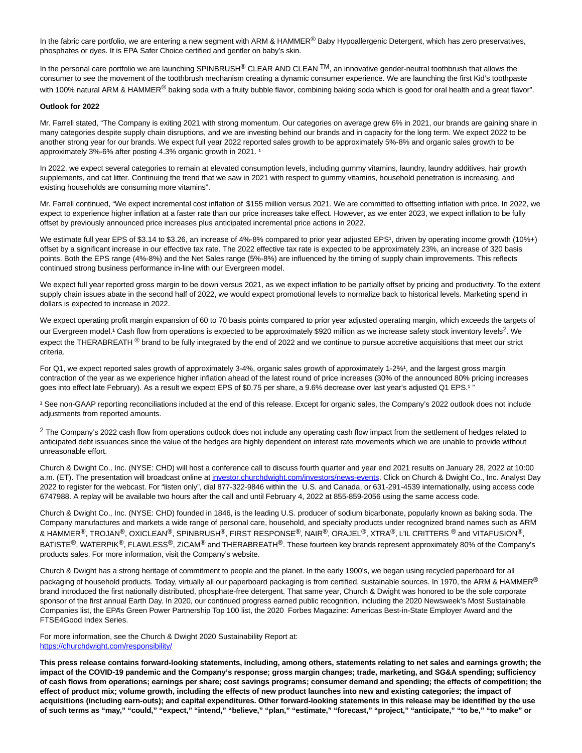In the fabric care portfolio, we are entering a new segment with ARM & HAMMER® Baby Hypoallergenic Detergent, which has zero preservatives, phosphates or dyes. It is EPA Safer Choice certified and gentler on baby's skin.

In the personal care portfolio we are launching SPINBRUSH® CLEAR AND CLEAN ™, an innovative gender-neutral toothbrush that allows the consumer to see the movement of the toothbrush mechanism creating a dynamic consumer experience. We are launching the first Kid's toothpaste with 100% natural ARM & HAMMER® baking soda with a fruity bubble flavor, combining baking soda which is good for oral health and a great flavor".

**Outlook for 2022**

Mr. Farrell stated, "The Company is exiting 2021 with strong momentum. Our categories on average grew 6% in 2021, our brands are gaining share in many categories despite supply chain disruptions, and we are investing behind our brands and in capacity for the long term. We expect 2022 to be another strong year for our brands. We expect full year 2022 reported sales growth to be approximately 5%-8% and organic sales growth to be approximately 3%-6% after posting 4.3% organic growth in 2021. [1]

In 2022, we expect several categories to remain at elevated consumption levels, including gummy vitamins, laundry, laundry additives, hair growth supplements, and cat litter. Continuing the trend that we saw in 2021 with respect to gummy vitamins, household penetration is increasing, and existing households are consuming more vitamins".

Mr. Farrell continued, "We expect incremental cost inflation of $155 million versus 2021. We are committed to offsetting inflation with price. In 2022, we expect to experience higher inflation at a faster rate than our price increases take effect. However, as we enter 2023, we expect inflation to be fully offset by previously announced price increases plus anticipated incremental price actions in 2022.

We estimate full year EPS of $3.14 to $3.26, an increase of 4%-8% compared to prior year adjusted EPS[1], driven by operating income growth (10%+) offset by a significant increase in our effective tax rate. The 2022 effective tax rate is expected to be approximately 23%, an increase of 320 basis points. Both the EPS range (4%-8%) and the Net Sales range (5%-8%) are influenced by the timing of supply chain improvements. This reflects continued strong business performance in-line with our Evergreen model.

We expect full year reported gross margin to be down versus 2021, as we expect inflation to be partially offset by pricing and productivity. To the extent supply chain issues abate in the second half of 2022, we would expect promotional levels to normalize back to historical levels. Marketing spend in dollars is expected to increase in 2022.

We expect operating profit margin expansion of 60 to 70 basis points compared to prior year adjusted operating margin, which exceeds the targets of our Evergreen model.[1] Cash flow from operations is expected to be approximately $920 million as we increase safety stock inventory levels[2]. We expect the THERABREATH ® brand to be fully integrated by the end of 2022 and we continue to pursue accretive acquisitions that meet our strict criteria.

For Q1, we expect reported sales growth of approximately 3-4%, organic sales growth of approximately 1-2%[1], and the largest gross margin contraction of the year as we experience higher inflation ahead of the latest round of price increases (30% of the announced 80% pricing increases goes into effect late February). As a result we expect EPS of $0.75 per share, a 9.6% decrease over last year's adjusted Q1 EPS.[1] "

[1] See non-GAAP reporting reconciliations included at the end of this release. Except for organic sales, the Company's 2022 outlook does not include adjustments from reported amounts.

[2] The Company's 2022 cash flow from operations outlook does not include any operating cash flow impact from the settlement of hedges related to anticipated debt issuances since the value of the hedges are highly dependent on interest rate movements which we are unable to provide without unreasonable effort.

Church & Dwight Co., Inc. (NYSE: CHD) will host a conference call to discuss fourth quarter and year end 2021 results on January 28, 2022 at 10:00 a.m. (ET). The presentation will broadcast online at investor.churchdwight.com/investors/news-events. Click on Church & Dwight Co., Inc. Analyst Day 2022 to register for the webcast. For "listen only", dial 877-322-9846 within the U.S. and Canada, or 631-291-4539 internationally, using access code 6747988. A replay will be available two hours after the call and until February 4, 2022 at 855-859-2056 using the same access code.

Church & Dwight Co., Inc. (NYSE: CHD) founded in 1846, is the leading U.S. producer of sodium bicarbonate, popularly known as baking soda. The Company manufactures and markets a wide range of personal care, household, and specialty products under recognized brand names such as ARM & HAMMER®, TROJAN®, OXICLEAN®, SPINBRUSH®, FIRST RESPONSE®, NAIR®, ORAJEL®, XTRA®, L'IL CRITTERS ® and VITAFUSION®, BATISTE®, WATERPIK®, FLAWLESS®, ZICAM® and THERABREATH®. These fourteen key brands represent approximately 80% of the Company's products sales. For more information, visit the Company's website.

Church & Dwight has a strong heritage of commitment to people and the planet. In the early 1900's, we began using recycled paperboard for all packaging of household products. Today, virtually all our paperboard packaging is from certified, sustainable sources. In 1970, the ARM & HAMMER® brand introduced the first nationally distributed, phosphate-free detergent. That same year, Church & Dwight was honored to be the sole corporate sponsor of the first annual Earth Day. In 2020, our continued progress earned public recognition, including the 2020 Newsweek's Most Sustainable Companies list, the EPA's Green Power Partnership Top 100 list, the 2020 Forbes Magazine: Americas Best-in-State Employer Award and the FTSE4Good Index Series.

For more information, see the Church & Dwight 2020 Sustainability Report at:
https://churchdwight.com/responsibility/

**This press release contains forward-looking statements, including, among others, statements relating to net sales and earnings growth; the impact of the COVID-19 pandemic and the Company's response; gross margin changes; trade, marketing, and SG&A spending; sufficiency of cash flows from operations; earnings per share; cost savings programs; consumer demand and spending; the effects of competition; the effect of product mix; volume growth, including the effects of new product launches into new and existing categories; the impact of acquisitions (including earn-outs); and capital expenditures. Other forward-looking statements in this release may be identified by the use of such terms as "may," "could," "expect," "intend," "believe," "plan," "estimate," "forecast," "project," "anticipate," "to be," "to make" or**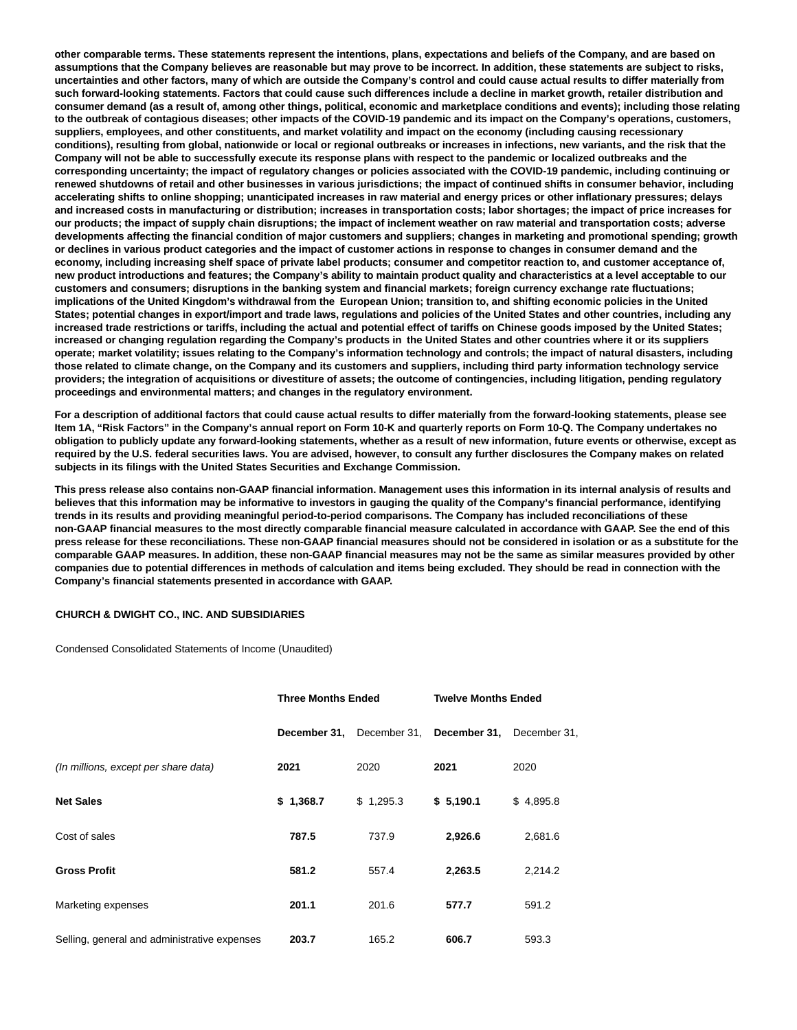**other comparable terms. These statements represent the intentions, plans, expectations and beliefs of the Company, and are based on assumptions that the Company believes are reasonable but may prove to be incorrect. In addition, these statements are subject to risks, uncertainties and other factors, many of which are outside the Company's control and could cause actual results to differ materially from such forward-looking statements. Factors that could cause such differences include a decline in market growth, retailer distribution and consumer demand (as a result of, among other things, political, economic and marketplace conditions and events); including those relating to the outbreak of contagious diseases; other impacts of the COVID-19 pandemic and its impact on the Company's operations, customers, suppliers, employees, and other constituents, and market volatility and impact on the economy (including causing recessionary conditions), resulting from global, nationwide or local or regional outbreaks or increases in infections, new variants, and the risk that the Company will not be able to successfully execute its response plans with respect to the pandemic or localized outbreaks and the corresponding uncertainty; the impact of regulatory changes or policies associated with the COVID-19 pandemic, including continuing or renewed shutdowns of retail and other businesses in various jurisdictions; the impact of continued shifts in consumer behavior, including accelerating shifts to online shopping; unanticipated increases in raw material and energy prices or other inflationary pressures; delays and increased costs in manufacturing or distribution; increases in transportation costs; labor shortages; the impact of price increases for our products; the impact of supply chain disruptions; the impact of inclement weather on raw material and transportation costs; adverse developments affecting the financial condition of major customers and suppliers; changes in marketing and promotional spending; growth or declines in various product categories and the impact of customer actions in response to changes in consumer demand and the economy, including increasing shelf space of private label products; consumer and competitor reaction to, and customer acceptance of, new product introductions and features; the Company's ability to maintain product quality and characteristics at a level acceptable to our customers and consumers; disruptions in the banking system and financial markets; foreign currency exchange rate fluctuations; implications of the United Kingdom's withdrawal from the European Union; transition to, and shifting economic policies in the United States; potential changes in export/import and trade laws, regulations and policies of the United States and other countries, including any increased trade restrictions or tariffs, including the actual and potential effect of tariffs on Chinese goods imposed by the United States; increased or changing regulation regarding the Company's products in the United States and other countries where it or its suppliers operate; market volatility; issues relating to the Company's information technology and controls; the impact of natural disasters, including those related to climate change, on the Company and its customers and suppliers, including third party information technology service providers; the integration of acquisitions or divestiture of assets; the outcome of contingencies, including litigation, pending regulatory proceedings and environmental matters; and changes in the regulatory environment.**

**For a description of additional factors that could cause actual results to differ materially from the forward-looking statements, please see Item 1A, "Risk Factors" in the Company's annual report on Form 10-K and quarterly reports on Form 10-Q. The Company undertakes no obligation to publicly update any forward-looking statements, whether as a result of new information, future events or otherwise, except as required by the U.S. federal securities laws. You are advised, however, to consult any further disclosures the Company makes on related subjects in its filings with the United States Securities and Exchange Commission.**

**This press release also contains non-GAAP financial information. Management uses this information in its internal analysis of results and believes that this information may be informative to investors in gauging the quality of the Company's financial performance, identifying trends in its results and providing meaningful period-to-period comparisons. The Company has included reconciliations of these non-GAAP financial measures to the most directly comparable financial measure calculated in accordance with GAAP. See the end of this press release for these reconciliations. These non-GAAP financial measures should not be considered in isolation or as a substitute for the comparable GAAP measures. In addition, these non-GAAP financial measures may not be the same as similar measures provided by other companies due to potential differences in methods of calculation and items being excluded. They should be read in connection with the Company's financial statements presented in accordance with GAAP.**

**CHURCH & DWIGHT CO., INC. AND SUBSIDIARIES**

Condensed Consolidated Statements of Income (Unaudited)

| | **Three Months Ended** | | **Twelve Months Ended** | |
|---|---|---|---|---|
| | **December 31,** | December 31, | **December 31,** | December 31, |
| *(In millions, except per share data)* | **2021** | 2020 | **2021** | 2020 |
| **Net Sales** | **$ 1,368.7** | $ 1,295.3 | **$ 5,190.1** | $ 4,895.8 |
| Cost of sales | **787.5** | 737.9 | **2,926.6** | 2,681.6 |
| **Gross Profit** | **581.2** | 557.4 | **2,263.5** | 2,214.2 |
| Marketing expenses | **201.1** | 201.6 | **577.7** | 591.2 |
| Selling, general and administrative expenses | **203.7** | 165.2 | **606.7** | 593.3 |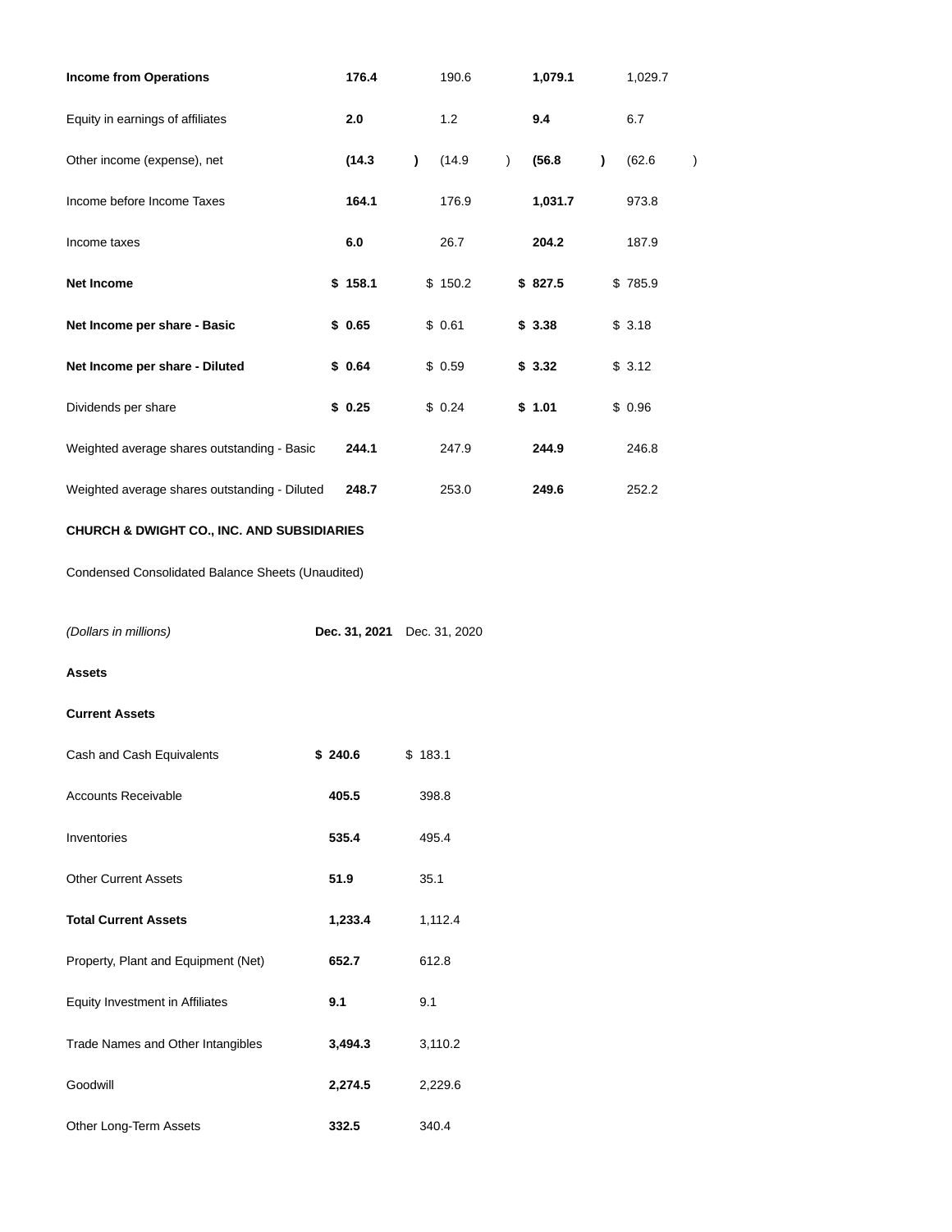| | | | | |
|---|---|---|---|---|
| **Income from Operations** | **176.4** | 190.6 | **1,079.1** | 1,029.7 |
| Equity in earnings of affiliates | **2.0** | 1.2 | **9.4** | 6.7 |
| Other income (expense), net | **(14.3)** | (14.9) | **(56.8)** | (62.6) |
| Income before Income Taxes | **164.1** | 176.9 | **1,031.7** | 973.8 |
| Income taxes | **6.0** | 26.7 | **204.2** | 187.9 |
| **Net Income** | **$ 158.1** | $ 150.2 | **$ 827.5** | $ 785.9 |
| **Net Income per share - Basic** | **$ 0.65** | $ 0.61 | **$ 3.38** | $ 3.18 |
| **Net Income per share - Diluted** | **$ 0.64** | $ 0.59 | **$ 3.32** | $ 3.12 |
| Dividends per share | **$ 0.25** | $ 0.24 | **$ 1.01** | $ 0.96 |
| Weighted average shares outstanding - Basic | **244.1** | 247.9 | **244.9** | 246.8 |
| Weighted average shares outstanding - Diluted | **248.7** | 253.0 | **249.6** | 252.2 |

**CHURCH & DWIGHT CO., INC. AND SUBSIDIARIES**

Condensed Consolidated Balance Sheets (Unaudited)

| *(Dollars in millions)* | **Dec. 31, 2021** | Dec. 31, 2020 |
|---|---|---|
| **Assets** | | |
| **Current Assets** | | |
| Cash and Cash Equivalents | **$ 240.6** | $ 183.1 |
| Accounts Receivable | **405.5** | 398.8 |
| Inventories | **535.4** | 495.4 |
| Other Current Assets | **51.9** | 35.1 |
| **Total Current Assets** | **1,233.4** | 1,112.4 |
| Property, Plant and Equipment (Net) | **652.7** | 612.8 |
| Equity Investment in Affiliates | **9.1** | 9.1 |
| Trade Names and Other Intangibles | **3,494.3** | 3,110.2 |
| Goodwill | **2,274.5** | 2,229.6 |
| Other Long-Term Assets | **332.5** | 340.4 |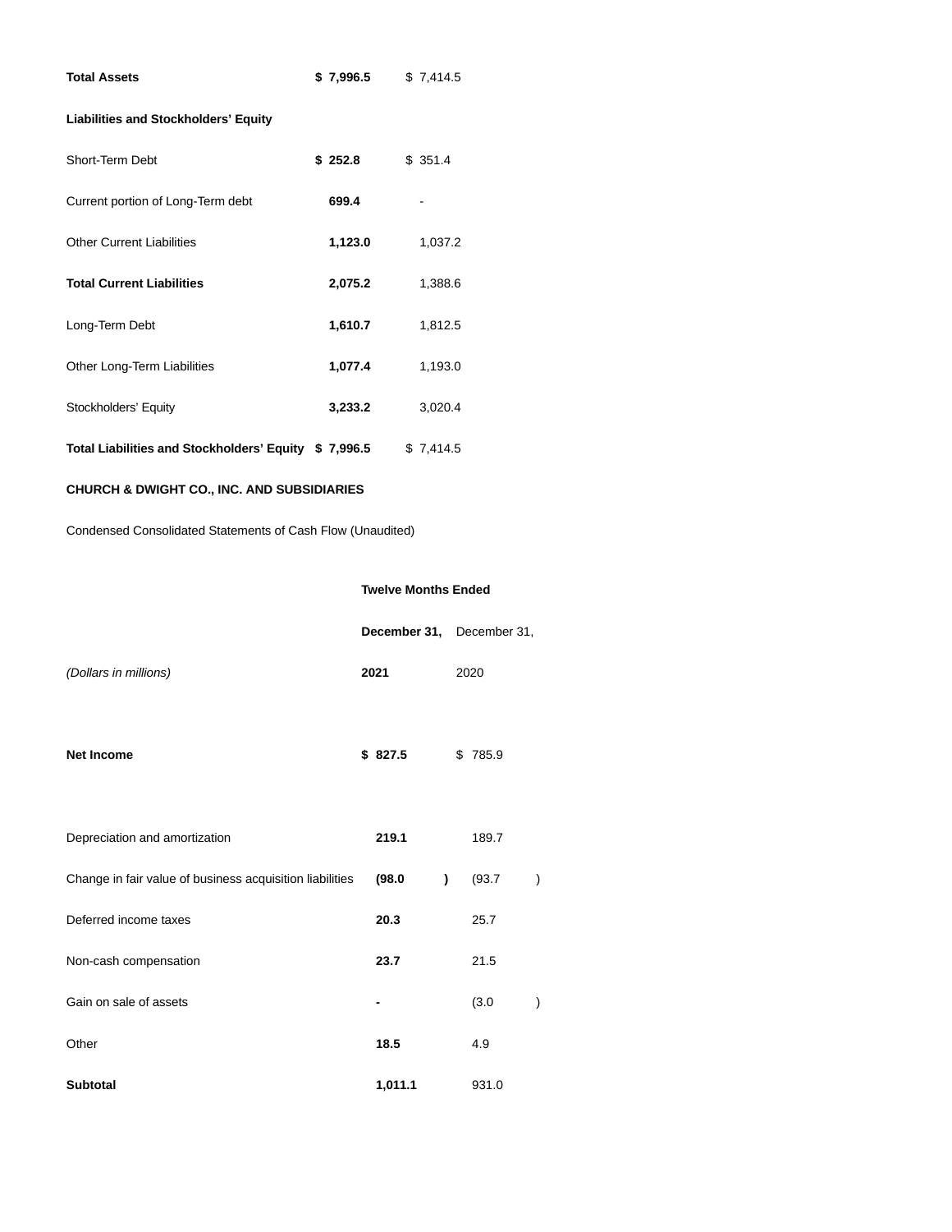| | | |
|---|---|---|
| **Total Assets** | **$ 7,996.5** | $ 7,414.5 |
| **Liabilities and Stockholders' Equity** | | |
| Short-Term Debt | **$ 252.8** | $ 351.4 |
| Current portion of Long-Term debt | **699.4** | - |
| Other Current Liabilities | **1,123.0** | 1,037.2 |
| **Total Current Liabilities** | **2,075.2** | 1,388.6 |
| Long-Term Debt | **1,610.7** | 1,812.5 |
| Other Long-Term Liabilities | **1,077.4** | 1,193.0 |
| Stockholders' Equity | **3,233.2** | 3,020.4 |
| **Total Liabilities and Stockholders' Equity** | **$ 7,996.5** | $ 7,414.5 |

**CHURCH & DWIGHT CO., INC. AND SUBSIDIARIES**

Condensed Consolidated Statements of Cash Flow (Unaudited)

| | **Twelve Months Ended** | |
|---|---|---|
| | **December 31,** | December 31, |
| *(Dollars in millions)* | **2021** | 2020 |
| **Net Income** | **$ 827.5** | $ 785.9 |
| Depreciation and amortization | **219.1** | 189.7 |
| Change in fair value of business acquisition liabilities | **(98.0)** | (93.7) |
| Deferred income taxes | **20.3** | 25.7 |
| Non-cash compensation | **23.7** | 21.5 |
| Gain on sale of assets | **-** | (3.0) |
| Other | **18.5** | 4.9 |
| **Subtotal** | **1,011.1** | 931.0 |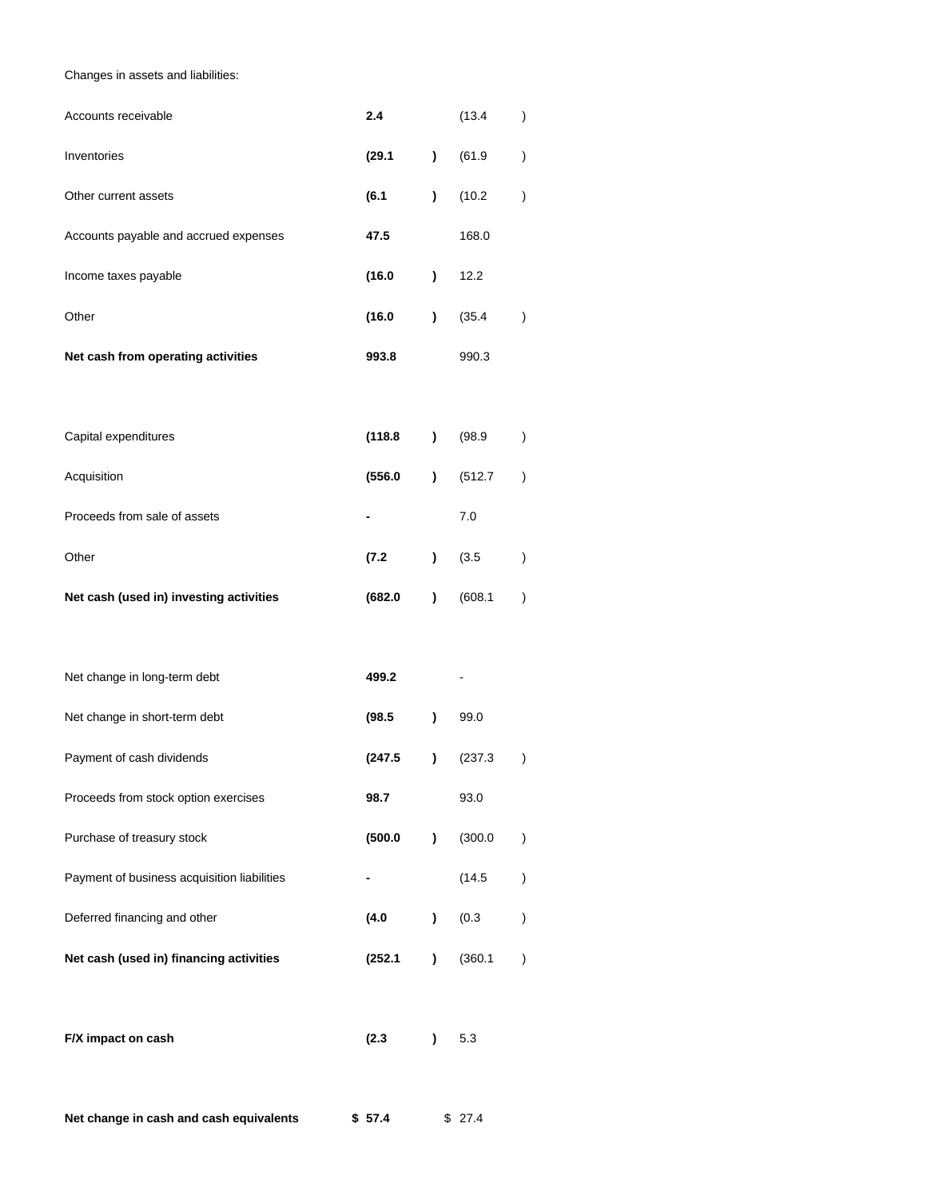| Changes in assets and liabilities: | | |
|---|---|---|
| Accounts receivable | **2.4** | (13.4) |
| Inventories | **(29.1)** | (61.9) |
| Other current assets | **(6.1)** | (10.2) |
| Accounts payable and accrued expenses | **47.5** | 168.0 |
| Income taxes payable | **(16.0)** | 12.2 |
| Other | **(16.0)** | (35.4) |
| **Net cash from operating activities** | **993.8** | 990.3 |
| | | |
| Capital expenditures | **(118.8)** | (98.9) |
| Acquisition | **(556.0)** | (512.7) |
| Proceeds from sale of assets | **-** | 7.0 |
| Other | **(7.2)** | (3.5) |
| **Net cash (used in) investing activities** | **(682.0)** | (608.1) |
| | | |
| Net change in long-term debt | **499.2** | - |
| Net change in short-term debt | **(98.5)** | 99.0 |
| Payment of cash dividends | **(247.5)** | (237.3) |
| Proceeds from stock option exercises | **98.7** | 93.0 |
| Purchase of treasury stock | **(500.0)** | (300.0) |
| Payment of business acquisition liabilities | **-** | (14.5) |
| Deferred financing and other | **(4.0)** | (0.3) |
| **Net cash (used in) financing activities** | **(252.1)** | (360.1) |
| | | |
| **F/X impact on cash** | **(2.3)** | 5.3 |
| | | |
| **Net change in cash and cash equivalents** | **$ 57.4** | $ 27.4 |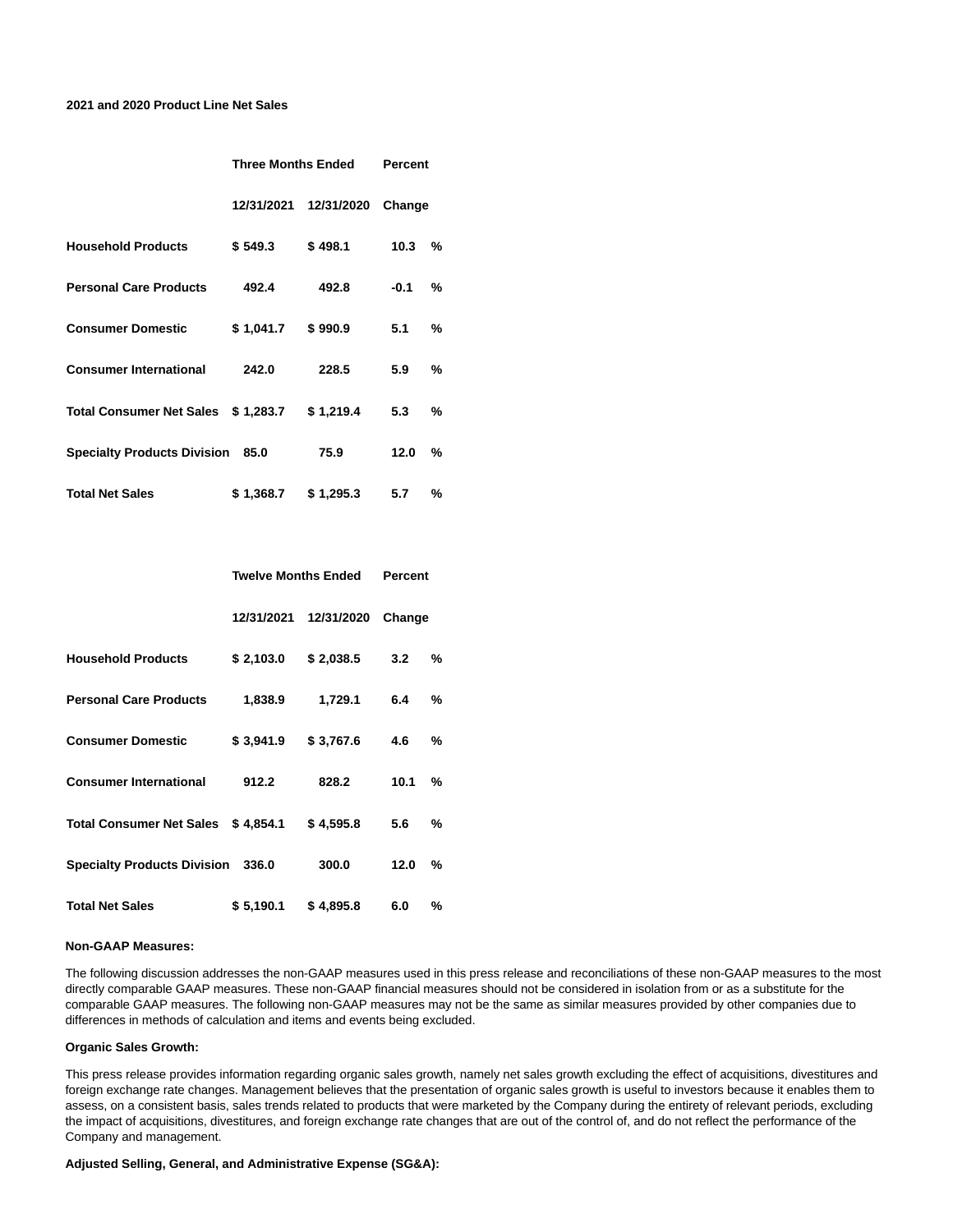**2021 and 2020 Product Line Net Sales**

| | Three Months Ended | | Percent |
|---|---|---|---|
| | 12/31/2021 | 12/31/2020 | Change |
| **Household Products** | $ 549.3 | $ 498.1 | 10.3 % |
| **Personal Care Products** | 492.4 | 492.8 | -0.1 % |
| **Consumer Domestic** | $ 1,041.7 | $ 990.9 | 5.1 % |
| **Consumer International** | 242.0 | 228.5 | 5.9 % |
| **Total Consumer Net Sales** | $ 1,283.7 | $ 1,219.4 | 5.3 % |
| **Specialty Products Division** | 85.0 | 75.9 | 12.0 % |
| **Total Net Sales** | $ 1,368.7 | $ 1,295.3 | 5.7 % |

| | Twelve Months Ended | | Percent |
|---|---|---|---|
| | 12/31/2021 | 12/31/2020 | Change |
| **Household Products** | $ 2,103.0 | $ 2,038.5 | 3.2 % |
| **Personal Care Products** | 1,838.9 | 1,729.1 | 6.4 % |
| **Consumer Domestic** | $ 3,941.9 | $ 3,767.6 | 4.6 % |
| **Consumer International** | 912.2 | 828.2 | 10.1 % |
| **Total Consumer Net Sales** | $ 4,854.1 | $ 4,595.8 | 5.6 % |
| **Specialty Products Division** | 336.0 | 300.0 | 12.0 % |
| **Total Net Sales** | $ 5,190.1 | $ 4,895.8 | 6.0 % |

**Non-GAAP Measures:**

The following discussion addresses the non-GAAP measures used in this press release and reconciliations of these non-GAAP measures to the most directly comparable GAAP measures. These non-GAAP financial measures should not be considered in isolation from or as a substitute for the comparable GAAP measures. The following non-GAAP measures may not be the same as similar measures provided by other companies due to differences in methods of calculation and items and events being excluded.

**Organic Sales Growth:**

This press release provides information regarding organic sales growth, namely net sales growth excluding the effect of acquisitions, divestitures and foreign exchange rate changes. Management believes that the presentation of organic sales growth is useful to investors because it enables them to assess, on a consistent basis, sales trends related to products that were marketed by the Company during the entirety of relevant periods, excluding the impact of acquisitions, divestitures, and foreign exchange rate changes that are out of the control of, and do not reflect the performance of the Company and management.

**Adjusted Selling, General, and Administrative Expense (SG&A):**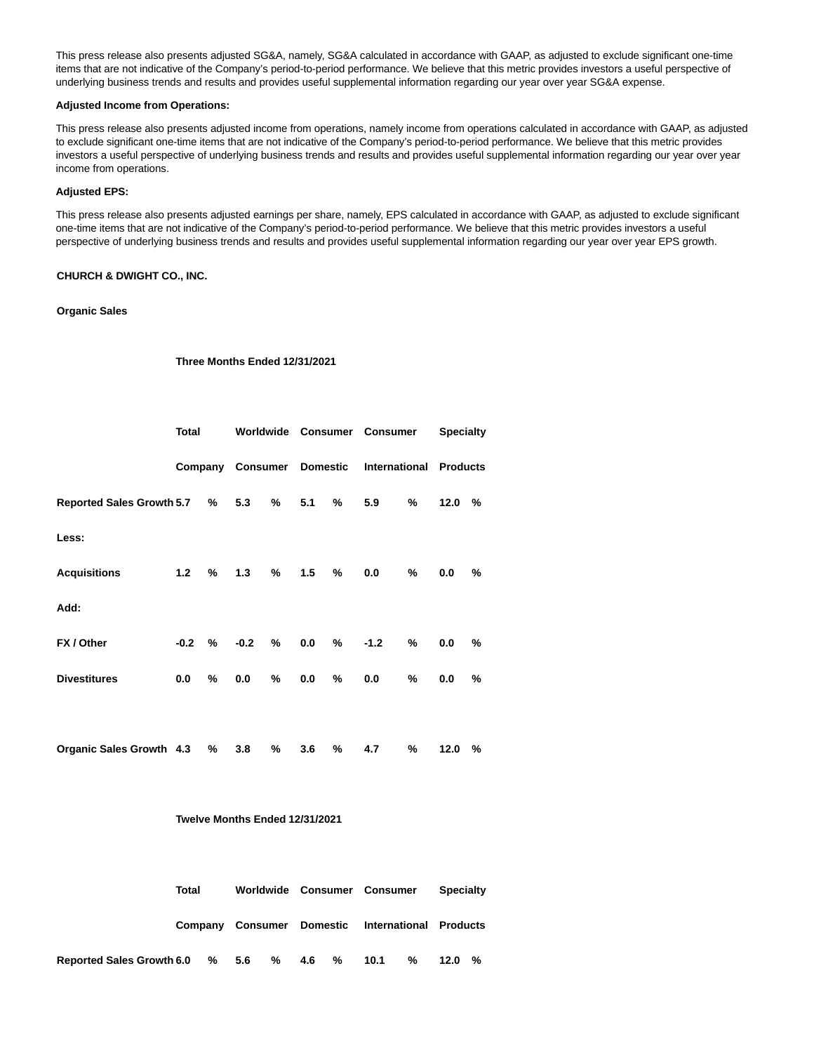This press release also presents adjusted SG&A, namely, SG&A calculated in accordance with GAAP, as adjusted to exclude significant one-time items that are not indicative of the Company's period-to-period performance. We believe that this metric provides investors a useful perspective of underlying business trends and results and provides useful supplemental information regarding our year over year SG&A expense.

**Adjusted Income from Operations:**

This press release also presents adjusted income from operations, namely income from operations calculated in accordance with GAAP, as adjusted to exclude significant one-time items that are not indicative of the Company's period-to-period performance. We believe that this metric provides investors a useful perspective of underlying business trends and results and provides useful supplemental information regarding our year over year income from operations.

**Adjusted EPS:**

This press release also presents adjusted earnings per share, namely, EPS calculated in accordance with GAAP, as adjusted to exclude significant one-time items that are not indicative of the Company's period-to-period performance. We believe that this metric provides investors a useful perspective of underlying business trends and results and provides useful supplemental information regarding our year over year EPS growth.

**CHURCH & DWIGHT CO., INC.**

**Organic Sales**

**Three Months Ended 12/31/2021**

| | Total Company | Worldwide Consumer | Consumer Domestic | Consumer International | Specialty Products |
|---|---|---|---|---|---|
| **Reported Sales Growth** | 5.7 % | 5.3 % | 5.1 % | 5.9 % | 12.0 % |
| **Less:** | | | | | |
| **Acquisitions** | 1.2 % | 1.3 % | 1.5 % | 0.0 % | 0.0 % |
| **Add:** | | | | | |
| **FX / Other** | -0.2 % | -0.2 % | 0.0 % | -1.2 % | 0.0 % |
| **Divestitures** | 0.0 % | 0.0 % | 0.0 % | 0.0 % | 0.0 % |
| **Organic Sales Growth** | 4.3 % | 3.8 % | 3.6 % | 4.7 % | 12.0 % |

**Twelve Months Ended 12/31/2021**

| | Total Company | Worldwide Consumer | Consumer Domestic | Consumer International | Specialty Products |
|---|---|---|---|---|---|
| **Reported Sales Growth** | 6.0 % | 5.6 % | 4.6 % | 10.1 % | 12.0 % |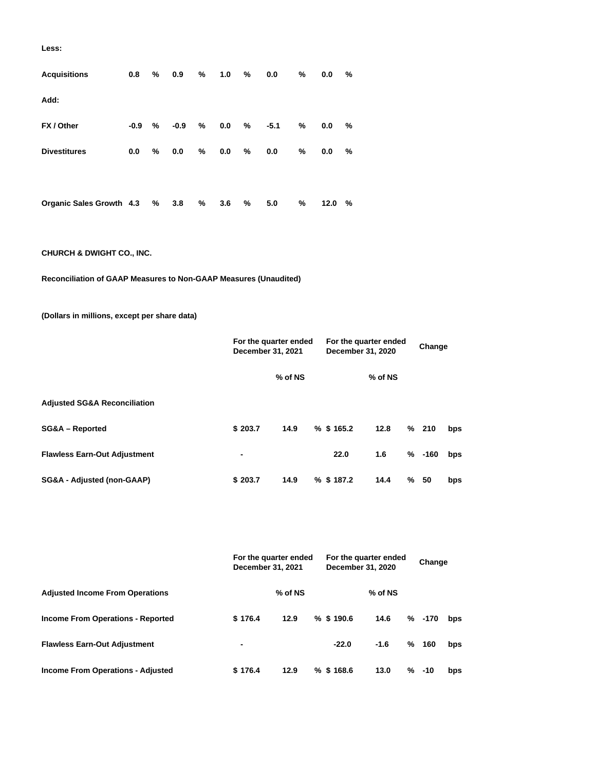| | | | | | |
|---|---|---|---|---|---|
| **Less:** | | | | | |
| **Acquisitions** | 0.8 % | 0.9 % | 1.0 % | 0.0 % | 0.0 % |
| **Add:** | | | | | |
| **FX / Other** | -0.9 % | -0.9 % | 0.0 % | -5.1 % | 0.0 % |
| **Divestitures** | 0.0 % | 0.0 % | 0.0 % | 0.0 % | 0.0 % |
| **Organic Sales Growth** | 4.3 % | 3.8 % | 3.6 % | 5.0 % | 12.0 % |

**CHURCH & DWIGHT CO., INC.**

**Reconciliation of GAAP Measures to Non-GAAP Measures (Unaudited)**

**(Dollars in millions, except per share data)**

| | For the quarter ended December 31, 2021 | | For the quarter ended December 31, 2020 | | Change |
|---|---|---|---|---|---|
| | | % of NS | | % of NS | |
| **Adjusted SG&A Reconciliation** | | | | | |
| **SG&A – Reported** | $ 203.7 | 14.9 % | $ 165.2 | 12.8 % | 210 bps |
| **Flawless Earn-Out Adjustment** | - | | 22.0 | 1.6 % | -160 bps |
| **SG&A - Adjusted (non-GAAP)** | $ 203.7 | 14.9 % | $ 187.2 | 14.4 % | 50 bps |

| | For the quarter ended December 31, 2021 | | For the quarter ended December 31, 2020 | | Change |
|---|---|---|---|---|---|
| **Adjusted Income From Operations** | | % of NS | | % of NS | |
| **Income From Operations - Reported** | $ 176.4 | 12.9 % | $ 190.6 | 14.6 % | -170 bps |
| **Flawless Earn-Out Adjustment** | - | | -22.0 | -1.6 % | 160 bps |
| **Income From Operations - Adjusted** | $ 176.4 | 12.9 % | $ 168.6 | 13.0 % | -10 bps |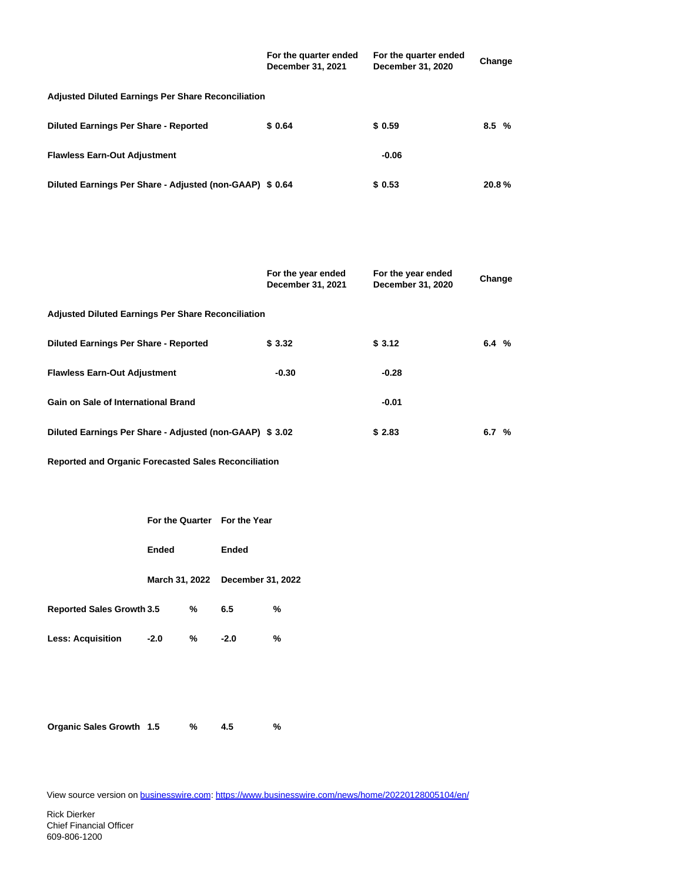| | For the quarter ended December 31, 2021 | For the quarter ended December 31, 2020 | Change |
|---|---|---|---|
| **Adjusted Diluted Earnings Per Share Reconciliation** | | | |
| **Diluted Earnings Per Share - Reported** | $ 0.64 | $ 0.59 | 8.5 % |
| **Flawless Earn-Out Adjustment** | | -0.06 | |
| **Diluted Earnings Per Share - Adjusted (non-GAAP)** | $ 0.64 | $ 0.53 | 20.8 % |

| | For the year ended December 31, 2021 | For the year ended December 31, 2020 | Change |
|---|---|---|---|
| **Adjusted Diluted Earnings Per Share Reconciliation** | | | |
| **Diluted Earnings Per Share - Reported** | $ 3.32 | $ 3.12 | 6.4 % |
| **Flawless Earn-Out Adjustment** | -0.30 | -0.28 | |
| **Gain on Sale of International Brand** | | -0.01 | |
| **Diluted Earnings Per Share - Adjusted (non-GAAP)** | $ 3.02 | $ 2.83 | 6.7 % |

**Reported and Organic Forecasted Sales Reconciliation**

| | For the Quarter Ended March 31, 2022 | For the Year Ended December 31, 2022 |
|---|---|---|
| **Reported Sales Growth** | 3.5 % | 6.5 % |
| **Less: Acquisition** | -2.0 % | -2.0 % |
| **Organic Sales Growth** | 1.5 % | 4.5 % |

View source version on businesswire.com: https://www.businesswire.com/news/home/20220128005104/en/

Rick Dierker
Chief Financial Officer
609-806-1200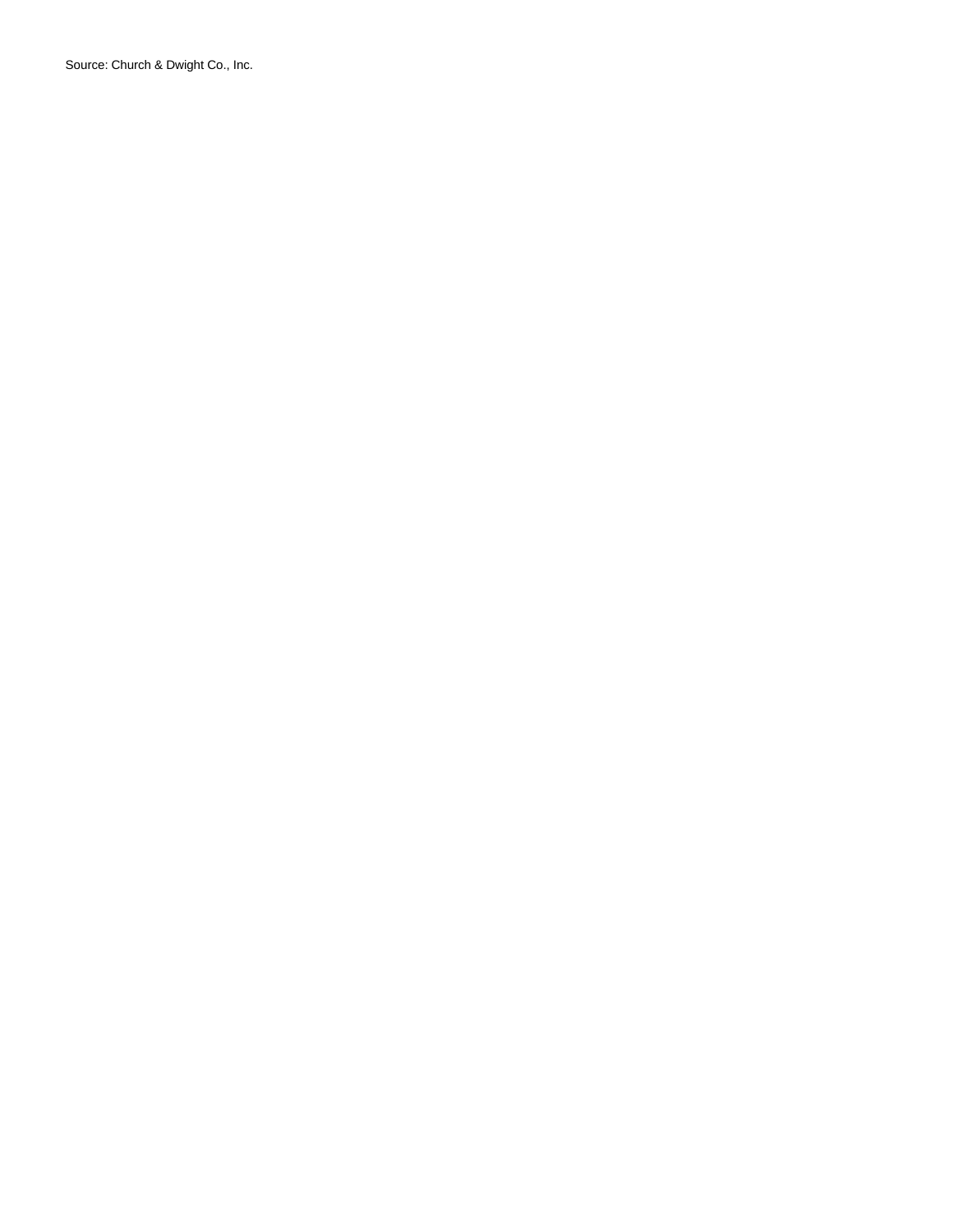Source: Church & Dwight Co., Inc.